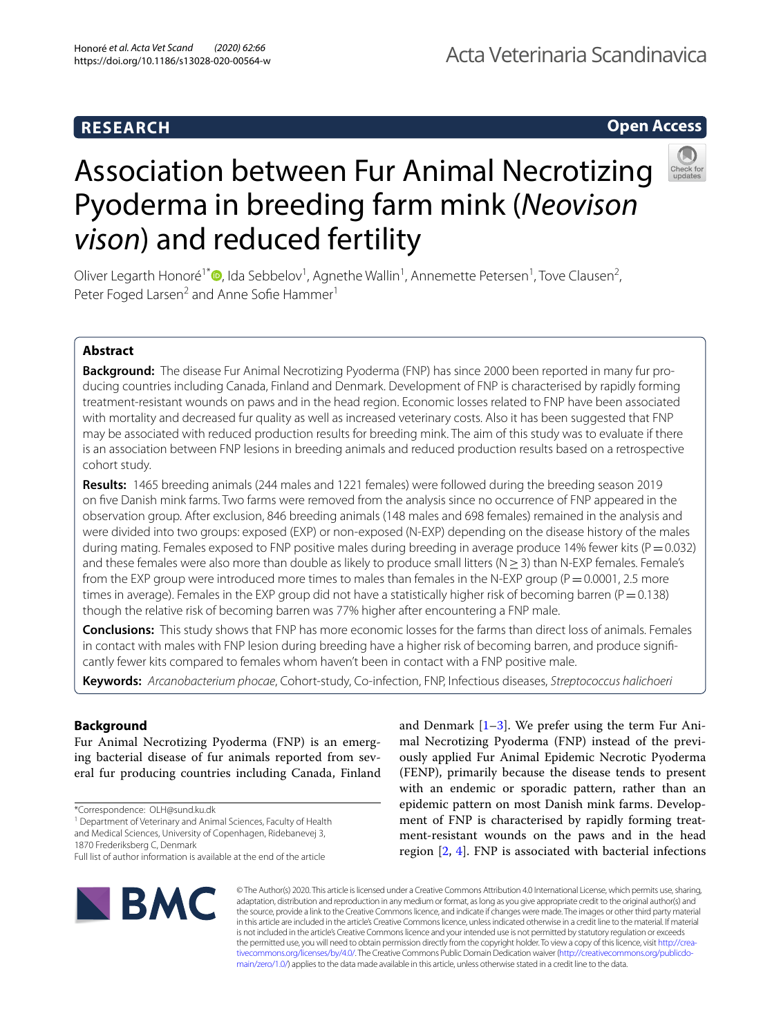RESEARCH

Open Access

# Association between Fur Animal Necrotizing Pyoderma in breeding farm mink (*Neovison vison*) and reduced fertility

Oliver Legarth Honoré[1*], Ida Sebbelov[1], Agnethe Wallin[1], Annemette Petersen[1], Tove Clausen[2], Peter Foged Larsen[2] and Anne Sofie Hammer[1]

## Abstract

**Background:** The disease Fur Animal Necrotizing Pyoderma (FNP) has since 2000 been reported in many fur producing countries including Canada, Finland and Denmark. Development of FNP is characterised by rapidly forming treatment-resistant wounds on paws and in the head region. Economic losses related to FNP have been associated with mortality and decreased fur quality as well as increased veterinary costs. Also it has been suggested that FNP may be associated with reduced production results for breeding mink. The aim of this study was to evaluate if there is an association between FNP lesions in breeding animals and reduced production results based on a retrospective cohort study.

**Results:** 1465 breeding animals (244 males and 1221 females) were followed during the breeding season 2019 on five Danish mink farms. Two farms were removed from the analysis since no occurrence of FNP appeared in the observation group. After exclusion, 846 breeding animals (148 males and 698 females) remained in the analysis and were divided into two groups: exposed (EXP) or non-exposed (N-EXP) depending on the disease history of the males during mating. Females exposed to FNP positive males during breeding in average produce 14% fewer kits ($P=0.032$) and these females were also more than double as likely to produce small litters ($N \geq 3$) than N-EXP females. Female's from the EXP group were introduced more times to males than females in the N-EXP group ($P=0.0001$, 2.5 more times in average). Females in the EXP group did not have a statistically higher risk of becoming barren ($P=0.138$) though the relative risk of becoming barren was 77% higher after encountering a FNP male.

**Conclusions:** This study shows that FNP has more economic losses for the farms than direct loss of animals. Females in contact with males with FNP lesion during breeding have a higher risk of becoming barren, and produce significantly fewer kits compared to females whom haven't been in contact with a FNP positive male.

**Keywords:** *Arcanobacterium phocae*, Cohort-study, Co-infection, FNP, Infectious diseases, *Streptococcus halichoeri*

## Background

Fur Animal Necrotizing Pyoderma (FNP) is an emerging bacterial disease of fur animals reported from several fur producing countries including Canada, Finland and Denmark [1–3]. We prefer using the term Fur Animal Necrotizing Pyoderma (FNP) instead of the previously applied Fur Animal Epidemic Necrotic Pyoderma (FENP), primarily because the disease tends to present with an endemic or sporadic pattern, rather than an epidemic pattern on most Danish mink farms. Development of FNP is characterised by rapidly forming treatment-resistant wounds on the paws and in the head region [2, 4]. FNP is associated with bacterial infections

*Correspondence: OLH@sund.ku.dk
[1] Department of Veterinary and Animal Sciences, Faculty of Health and Medical Sciences, University of Copenhagen, Ridebanevej 3, 1870 Frederiksberg C, Denmark
Full list of author information is available at the end of the article

© The Author(s) 2020. This article is licensed under a Creative Commons Attribution 4.0 International License, which permits use, sharing, adaptation, distribution and reproduction in any medium or format, as long as you give appropriate credit to the original author(s) and the source, provide a link to the Creative Commons licence, and indicate if changes were made. The images or other third party material in this article are included in the article's Creative Commons licence, unless indicated otherwise in a credit line to the material. If material is not included in the article's Creative Commons licence and your intended use is not permitted by statutory regulation or exceeds the permitted use, you will need to obtain permission directly from the copyright holder. To view a copy of this licence, visit http://creativecommons.org/licenses/by/4.0/. The Creative Commons Public Domain Dedication waiver (http://creativecommons.org/publicdomain/zero/1.0/) applies to the data made available in this article, unless otherwise stated in a credit line to the data.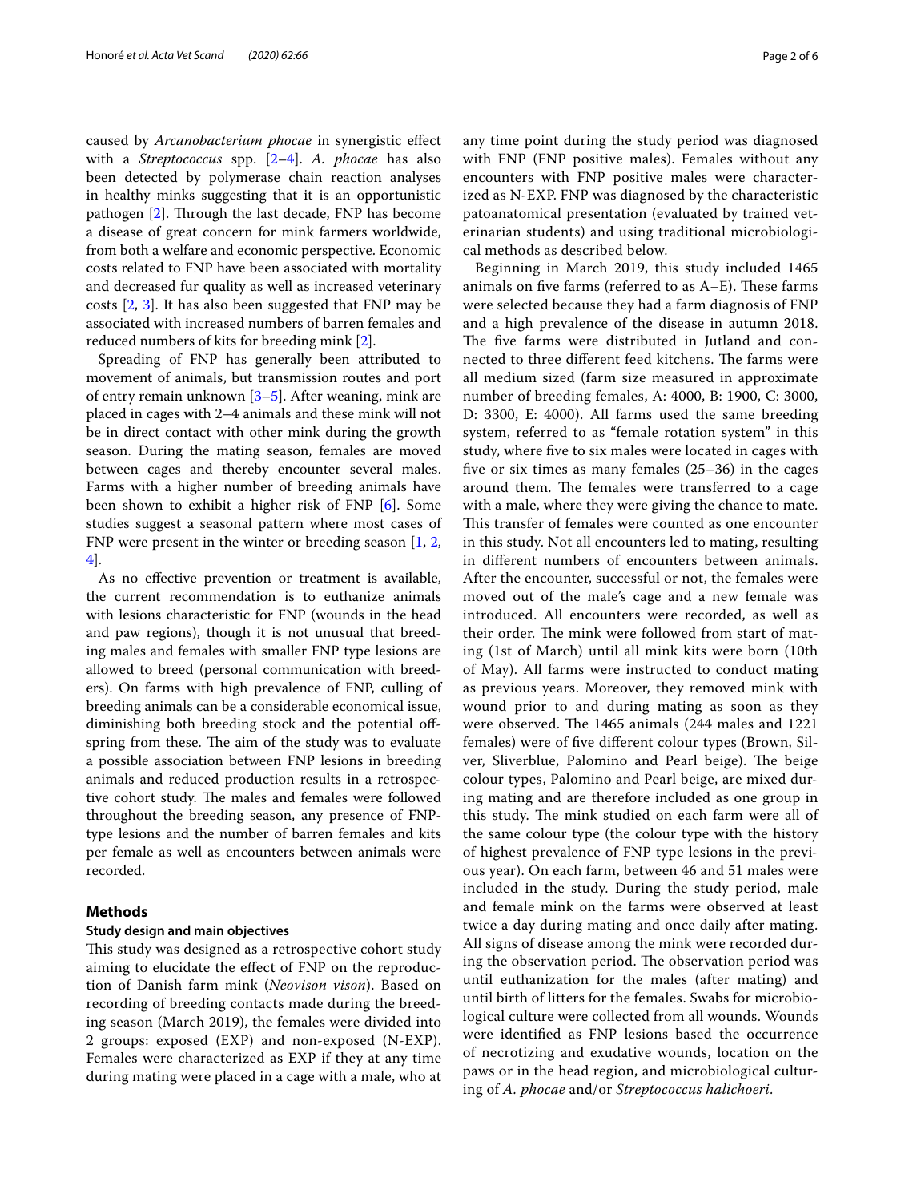caused by *Arcanobacterium phocae* in synergistic effect with a *Streptococcus* spp. [2–4]. *A. phocae* has also been detected by polymerase chain reaction analyses in healthy minks suggesting that it is an opportunistic pathogen [2]. Through the last decade, FNP has become a disease of great concern for mink farmers worldwide, from both a welfare and economic perspective. Economic costs related to FNP have been associated with mortality and decreased fur quality as well as increased veterinary costs [2, 3]. It has also been suggested that FNP may be associated with increased numbers of barren females and reduced numbers of kits for breeding mink [2].

Spreading of FNP has generally been attributed to movement of animals, but transmission routes and port of entry remain unknown [3–5]. After weaning, mink are placed in cages with 2–4 animals and these mink will not be in direct contact with other mink during the growth season. During the mating season, females are moved between cages and thereby encounter several males. Farms with a higher number of breeding animals have been shown to exhibit a higher risk of FNP [6]. Some studies suggest a seasonal pattern where most cases of FNP were present in the winter or breeding season [1, 2, 4].

As no effective prevention or treatment is available, the current recommendation is to euthanize animals with lesions characteristic for FNP (wounds in the head and paw regions), though it is not unusual that breeding males and females with smaller FNP type lesions are allowed to breed (personal communication with breeders). On farms with high prevalence of FNP, culling of breeding animals can be a considerable economical issue, diminishing both breeding stock and the potential offspring from these. The aim of the study was to evaluate a possible association between FNP lesions in breeding animals and reduced production results in a retrospective cohort study. The males and females were followed throughout the breeding season, any presence of FNP-type lesions and the number of barren females and kits per female as well as encounters between animals were recorded.

## Methods

### Study design and main objectives

This study was designed as a retrospective cohort study aiming to elucidate the effect of FNP on the reproduction of Danish farm mink (*Neovison vison*). Based on recording of breeding contacts made during the breeding season (March 2019), the females were divided into 2 groups: exposed (EXP) and non-exposed (N-EXP). Females were characterized as EXP if they at any time during mating were placed in a cage with a male, who at any time point during the study period was diagnosed with FNP (FNP positive males). Females without any encounters with FNP positive males were characterized as N-EXP. FNP was diagnosed by the characteristic patoanatomical presentation (evaluated by trained veterinarian students) and using traditional microbiological methods as described below.

Beginning in March 2019, this study included 1465 animals on five farms (referred to as A–E). These farms were selected because they had a farm diagnosis of FNP and a high prevalence of the disease in autumn 2018. The five farms were distributed in Jutland and connected to three different feed kitchens. The farms were all medium sized (farm size measured in approximate number of breeding females, A: 4000, B: 1900, C: 3000, D: 3300, E: 4000). All farms used the same breeding system, referred to as "female rotation system" in this study, where five to six males were located in cages with five or six times as many females (25–36) in the cages around them. The females were transferred to a cage with a male, where they were giving the chance to mate. This transfer of females were counted as one encounter in this study. Not all encounters led to mating, resulting in different numbers of encounters between animals. After the encounter, successful or not, the females were moved out of the male's cage and a new female was introduced. All encounters were recorded, as well as their order. The mink were followed from start of mating (1st of March) until all mink kits were born (10th of May). All farms were instructed to conduct mating as previous years. Moreover, they removed mink with wound prior to and during mating as soon as they were observed. The 1465 animals (244 males and 1221 females) were of five different colour types (Brown, Silver, Sliverblue, Palomino and Pearl beige). The beige colour types, Palomino and Pearl beige, are mixed during mating and are therefore included as one group in this study. The mink studied on each farm were all of the same colour type (the colour type with the history of highest prevalence of FNP type lesions in the previous year). On each farm, between 46 and 51 males were included in the study. During the study period, male and female mink on the farms were observed at least twice a day during mating and once daily after mating. All signs of disease among the mink were recorded during the observation period. The observation period was until euthanization for the males (after mating) and until birth of litters for the females. Swabs for microbiological culture were collected from all wounds. Wounds were identified as FNP lesions based the occurrence of necrotizing and exudative wounds, location on the paws or in the head region, and microbiological culturing of *A. phocae* and/or *Streptococcus halichoeri*.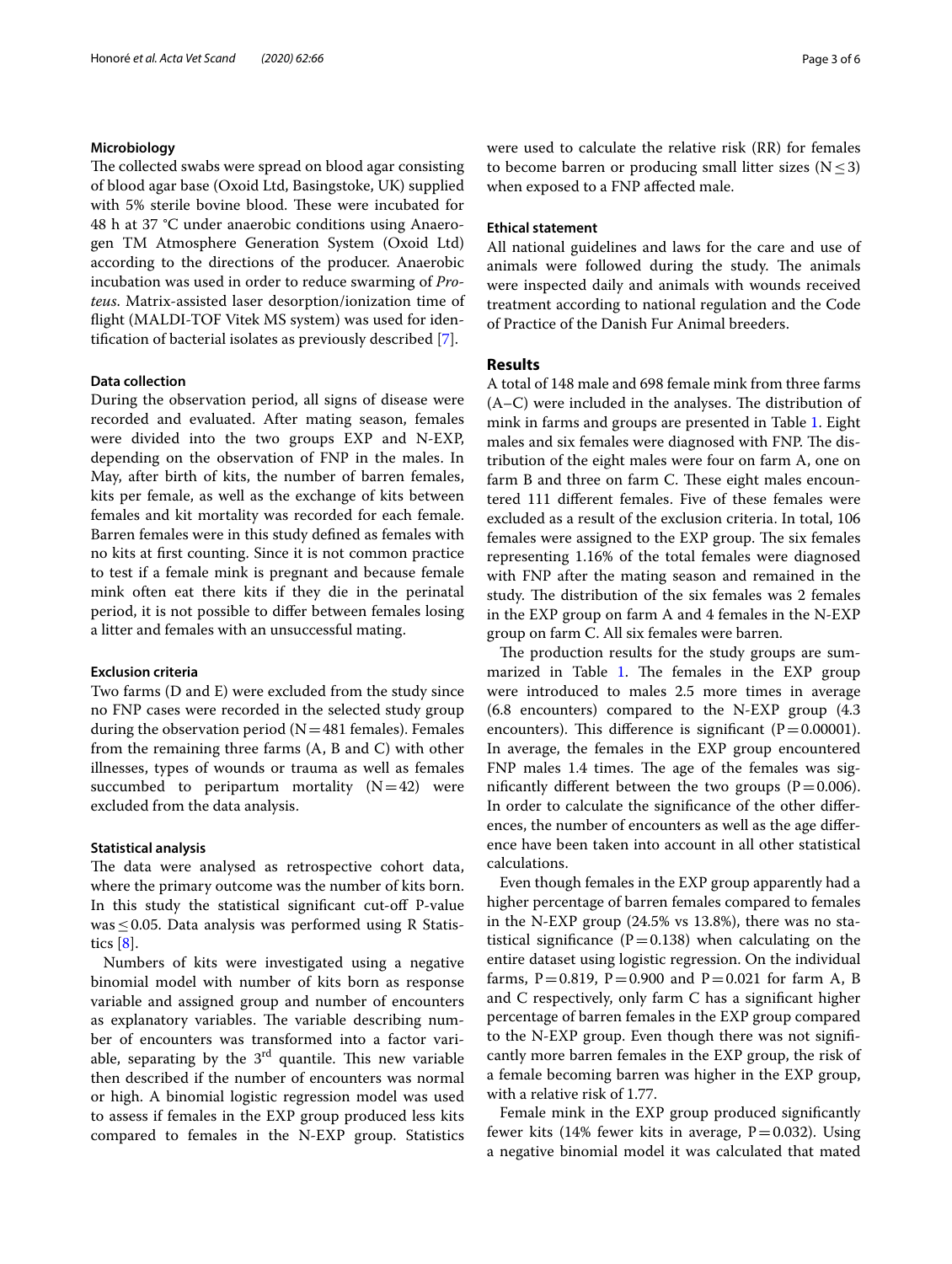### Microbiology

The collected swabs were spread on blood agar consisting of blood agar base (Oxoid Ltd, Basingstoke, UK) supplied with 5% sterile bovine blood. These were incubated for 48 h at 37 °C under anaerobic conditions using Anaerogen TM Atmosphere Generation System (Oxoid Ltd) according to the directions of the producer. Anaerobic incubation was used in order to reduce swarming of *Proteus*. Matrix-assisted laser desorption/ionization time of flight (MALDI-TOF Vitek MS system) was used for identification of bacterial isolates as previously described [7].

### Data collection

During the observation period, all signs of disease were recorded and evaluated. After mating season, females were divided into the two groups EXP and N-EXP, depending on the observation of FNP in the males. In May, after birth of kits, the number of barren females, kits per female, as well as the exchange of kits between females and kit mortality was recorded for each female. Barren females were in this study defined as females with no kits at first counting. Since it is not common practice to test if a female mink is pregnant and because female mink often eat there kits if they die in the perinatal period, it is not possible to differ between females losing a litter and females with an unsuccessful mating.

### Exclusion criteria

Two farms (D and E) were excluded from the study since no FNP cases were recorded in the selected study group during the observation period ($N=481$ females). Females from the remaining three farms (A, B and C) with other illnesses, types of wounds or trauma as well as females succumbed to peripartum mortality ($N=42$) were excluded from the data analysis.

### Statistical analysis

The data were analysed as retrospective cohort data, where the primary outcome was the number of kits born. In this study the statistical significant cut-off P-value was $\leq 0.05$. Data analysis was performed using R Statistics [8].

Numbers of kits were investigated using a negative binomial model with number of kits born as response variable and assigned group and number of encounters as explanatory variables. The variable describing number of encounters was transformed into a factor variable, separating by the 3rd quantile. This new variable then described if the number of encounters was normal or high. A binomial logistic regression model was used to assess if females in the EXP group produced less kits compared to females in the N-EXP group. Statistics were used to calculate the relative risk (RR) for females to become barren or producing small litter sizes ($N \leq 3$) when exposed to a FNP affected male.

### Ethical statement

All national guidelines and laws for the care and use of animals were followed during the study. The animals were inspected daily and animals with wounds received treatment according to national regulation and the Code of Practice of the Danish Fur Animal breeders.

## Results

A total of 148 male and 698 female mink from three farms (A–C) were included in the analyses. The distribution of mink in farms and groups are presented in Table 1. Eight males and six females were diagnosed with FNP. The distribution of the eight males were four on farm A, one on farm B and three on farm C. These eight males encountered 111 different females. Five of these females were excluded as a result of the exclusion criteria. In total, 106 females were assigned to the EXP group. The six females representing 1.16% of the total females were diagnosed with FNP after the mating season and remained in the study. The distribution of the six females was 2 females in the EXP group on farm A and 4 females in the N-EXP group on farm C. All six females were barren.

The production results for the study groups are summarized in Table 1. The females in the EXP group were introduced to males 2.5 more times in average (6.8 encounters) compared to the N-EXP group (4.3 encounters). This difference is significant ($P=0.00001$). In average, the females in the EXP group encountered FNP males 1.4 times. The age of the females was significantly different between the two groups ($P=0.006$). In order to calculate the significance of the other differences, the number of encounters as well as the age difference have been taken into account in all other statistical calculations.

Even though females in the EXP group apparently had a higher percentage of barren females compared to females in the N-EXP group (24.5% vs 13.8%), there was no statistical significance ($P=0.138$) when calculating on the entire dataset using logistic regression. On the individual farms, $P=0.819$, $P=0.900$ and $P=0.021$ for farm A, B and C respectively, only farm C has a significant higher percentage of barren females in the EXP group compared to the N-EXP group. Even though there was not significantly more barren females in the EXP group, the risk of a female becoming barren was higher in the EXP group, with a relative risk of 1.77.

Female mink in the EXP group produced significantly fewer kits (14% fewer kits in average, $P=0.032$). Using a negative binomial model it was calculated that mated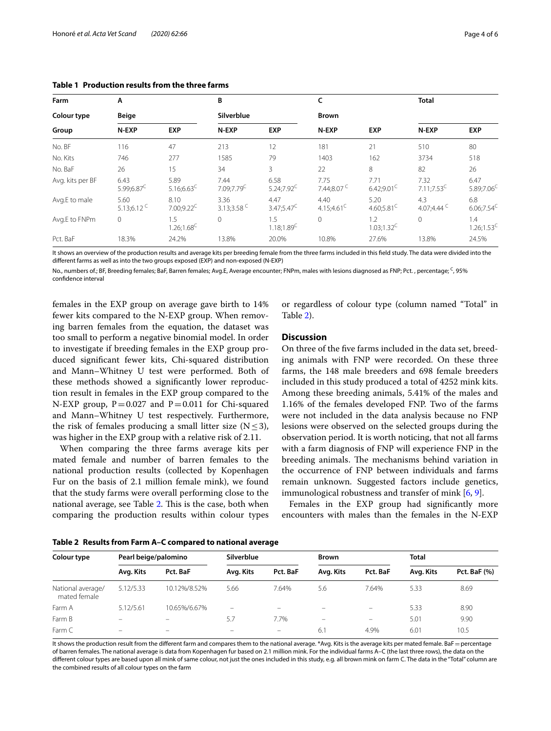**Table 1 Production results from the three farms**

| Farm | A | | B | | C | | Total | |
|---|---|---|---|---|---|---|---|---|
| Colour type | Beige | | Silverblue | | Brown | | | |
| Group | N-EXP | EXP | N-EXP | EXP | N-EXP | EXP | N-EXP | EXP |
| No. BF | 116 | 47 | 213 | 12 | 181 | 21 | 510 | 80 |
| No. Kits | 746 | 277 | 1585 | 79 | 1403 | 162 | 3734 | 518 |
| No. BaF | 26 | 15 | 34 | 3 | 22 | 8 | 82 | 26 |
| Avg. kits per BF | 6.43 5.99;6.87[C] | 5.89 5.16;6.63[C] | 7.44 7.09;7.79[C] | 6.58 5.24;7.92[C] | 7.75 7.44;8.07[C] | 7.71 6.42;9.01[C] | 7.32 7.11;7.53[C] | 6.47 5.89;7.06[C] |
| Avg.E to male | 5.60 5.13;6.12[C] | 8.10 7.00;9.22[C] | 3.36 3.13;3.58[C] | 4.47 3.47;5.47[C] | 4.40 4.15;4.61[C] | 5.20 4.60;5.81[C] | 4.3 4.07;4.44[C] | 6.8 6.06;7.54[C] |
| Avg.E to FNPm | 0 | 1.5 1.26;1.68[C] | 0 | 1.5 1.18;1.89[C] | 0 | 1.2 1.03;1.32[C] | 0 | 1.4 1.26;1.53[C] |
| Pct. BaF | 18.3% | 24.2% | 13.8% | 20.0% | 10.8% | 27.6% | 13.8% | 24.5% |

It shows an overview of the production results and average kits per breeding female from the three farms included in this field study. The data were divided into the different farms as well as into the two groups exposed (EXP) and non-exposed (N-EXP)

No., numbers of.; BF, Breeding females; BaF, Barren females; Avg.E, Average encounter; FNPm, males with lesions diagnosed as FNP; Pct. , percentage; [C], 95% confidence interval

females in the EXP group on average gave birth to 14% fewer kits compared to the N-EXP group. When removing barren females from the equation, the dataset was too small to perform a negative binomial model. In order to investigate if breeding females in the EXP group produced significant fewer kits, Chi-squared distribution and Mann–Whitney U test were performed. Both of these methods showed a significantly lower reproduction result in females in the EXP group compared to the N-EXP group, $P = 0.027$ and $P = 0.011$ for Chi-squared and Mann–Whitney U test respectively. Furthermore, the risk of females producing a small litter size ($N \leq 3$), was higher in the EXP group with a relative risk of 2.11.

When comparing the three farms average kits per mated female and number of barren females to the national production results (collected by Kopenhagen Fur on the basis of 2.1 million female mink), we found that the study farms were overall performing close to the national average, see Table 2. This is the case, both when comparing the production results within colour types or regardless of colour type (column named "Total" in Table 2).

## Discussion

On three of the five farms included in the data set, breeding animals with FNP were recorded. On these three farms, the 148 male breeders and 698 female breeders included in this study produced a total of 4252 mink kits. Among these breeding animals, 5.41% of the males and 1.16% of the females developed FNP. Two of the farms were not included in the data analysis because no FNP lesions were observed on the selected groups during the observation period. It is worth noticing, that not all farms with a farm diagnosis of FNP will experience FNP in the breeding animals. The mechanisms behind variation in the occurrence of FNP between individuals and farms remain unknown. Suggested factors include genetics, immunological robustness and transfer of mink [6, 9].

Females in the EXP group had significantly more encounters with males than the females in the N-EXP

**Table 2 Results from Farm A–C compared to national average**

| Colour type | Pearl beige/palomino | | Silverblue | | Brown | | Total | |
|---|---|---|---|---|---|---|---|---|
| | Avg. Kits | Pct. BaF | Avg. Kits | Pct. BaF | Avg. Kits | Pct. BaF | Avg. Kits | Pct. BaF (%) |
| National average/ mated female | 5.12/5.33 | 10.12%/8.52% | 5.66 | 7.64% | 5.6 | 7.64% | 5.33 | 8.69 |
| Farm A | 5.12/5.61 | 10.65%/6.67% | – | – | – | – | 5.33 | 8.90 |
| Farm B | – | – | 5.7 | 7.7% | – | – | 5.01 | 9.90 |
| Farm C | – | – | – | – | 6.1 | 4.9% | 6.01 | 10.5 |

It shows the production result from the different farm and compares them to the national average. *Avg. Kits is the average kits per mated female. BaF = percentage of barren females. The national average is data from Kopenhagen fur based on 2.1 million mink. For the individual farms A–C (the last three rows), the data on the different colour types are based upon all mink of same colour, not just the ones included in this study, e.g. all brown mink on farm C. The data in the "Total" column are the combined results of all colour types on the farm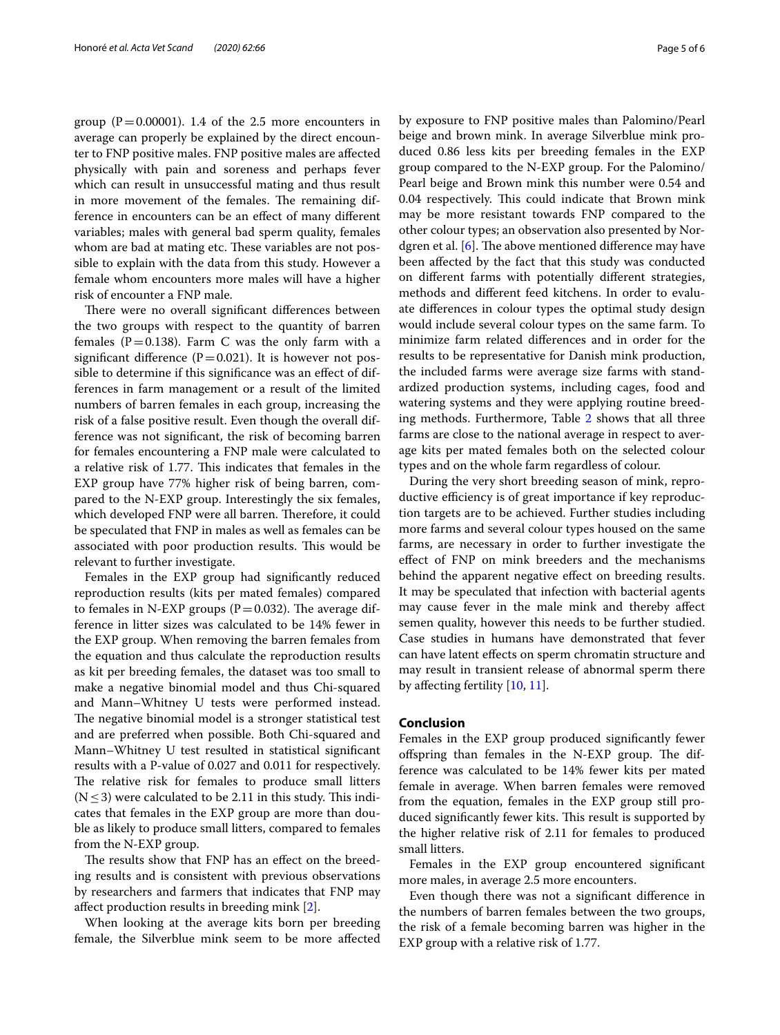group ($P = 0.00001$). 1.4 of the 2.5 more encounters in average can properly be explained by the direct encounter to FNP positive males. FNP positive males are affected physically with pain and soreness and perhaps fever which can result in unsuccessful mating and thus result in more movement of the females. The remaining difference in encounters can be an effect of many different variables; males with general bad sperm quality, females whom are bad at mating etc. These variables are not possible to explain with the data from this study. However a female whom encounters more males will have a higher risk of encounter a FNP male.

There were no overall significant differences between the two groups with respect to the quantity of barren females ($P = 0.138$). Farm C was the only farm with a significant difference ($P = 0.021$). It is however not possible to determine if this significance was an effect of differences in farm management or a result of the limited numbers of barren females in each group, increasing the risk of a false positive result. Even though the overall difference was not significant, the risk of becoming barren for females encountering a FNP male were calculated to a relative risk of 1.77. This indicates that females in the EXP group have 77% higher risk of being barren, compared to the N-EXP group. Interestingly the six females, which developed FNP were all barren. Therefore, it could be speculated that FNP in males as well as females can be associated with poor production results. This would be relevant to further investigate.

Females in the EXP group had significantly reduced reproduction results (kits per mated females) compared to females in N-EXP groups ($P = 0.032$). The average difference in litter sizes was calculated to be 14% fewer in the EXP group. When removing the barren females from the equation and thus calculate the reproduction results as kit per breeding females, the dataset was too small to make a negative binomial model and thus Chi-squared and Mann–Whitney U tests were performed instead. The negative binomial model is a stronger statistical test and are preferred when possible. Both Chi-squared and Mann–Whitney U test resulted in statistical significant results with a P-value of 0.027 and 0.011 for respectively. The relative risk for females to produce small litters ($N \leq 3$) were calculated to be 2.11 in this study. This indicates that females in the EXP group are more than double as likely to produce small litters, compared to females from the N-EXP group.

The results show that FNP has an effect on the breeding results and is consistent with previous observations by researchers and farmers that indicates that FNP may affect production results in breeding mink [2].

When looking at the average kits born per breeding female, the Silverblue mink seem to be more affected by exposure to FNP positive males than Palomino/Pearl beige and brown mink. In average Silverblue mink produced 0.86 less kits per breeding females in the EXP group compared to the N-EXP group. For the Palomino/Pearl beige and Brown mink this number were 0.54 and 0.04 respectively. This could indicate that Brown mink may be more resistant towards FNP compared to the other colour types; an observation also presented by Nordgren et al. [6]. The above mentioned difference may have been affected by the fact that this study was conducted on different farms with potentially different strategies, methods and different feed kitchens. In order to evaluate differences in colour types the optimal study design would include several colour types on the same farm. To minimize farm related differences and in order for the results to be representative for Danish mink production, the included farms were average size farms with standardized production systems, including cages, food and watering systems and they were applying routine breeding methods. Furthermore, Table 2 shows that all three farms are close to the national average in respect to average kits per mated females both on the selected colour types and on the whole farm regardless of colour.

During the very short breeding season of mink, reproductive efficiency is of great importance if key reproduction targets are to be achieved. Further studies including more farms and several colour types housed on the same farms, are necessary in order to further investigate the effect of FNP on mink breeders and the mechanisms behind the apparent negative effect on breeding results. It may be speculated that infection with bacterial agents may cause fever in the male mink and thereby affect semen quality, however this needs to be further studied. Case studies in humans have demonstrated that fever can have latent effects on sperm chromatin structure and may result in transient release of abnormal sperm there by affecting fertility [10, 11].

## Conclusion

Females in the EXP group produced significantly fewer offspring than females in the N-EXP group. The difference was calculated to be 14% fewer kits per mated female in average. When barren females were removed from the equation, females in the EXP group still produced significantly fewer kits. This result is supported by the higher relative risk of 2.11 for females to produced small litters.

Females in the EXP group encountered significant more males, in average 2.5 more encounters.

Even though there was not a significant difference in the numbers of barren females between the two groups, the risk of a female becoming barren was higher in the EXP group with a relative risk of 1.77.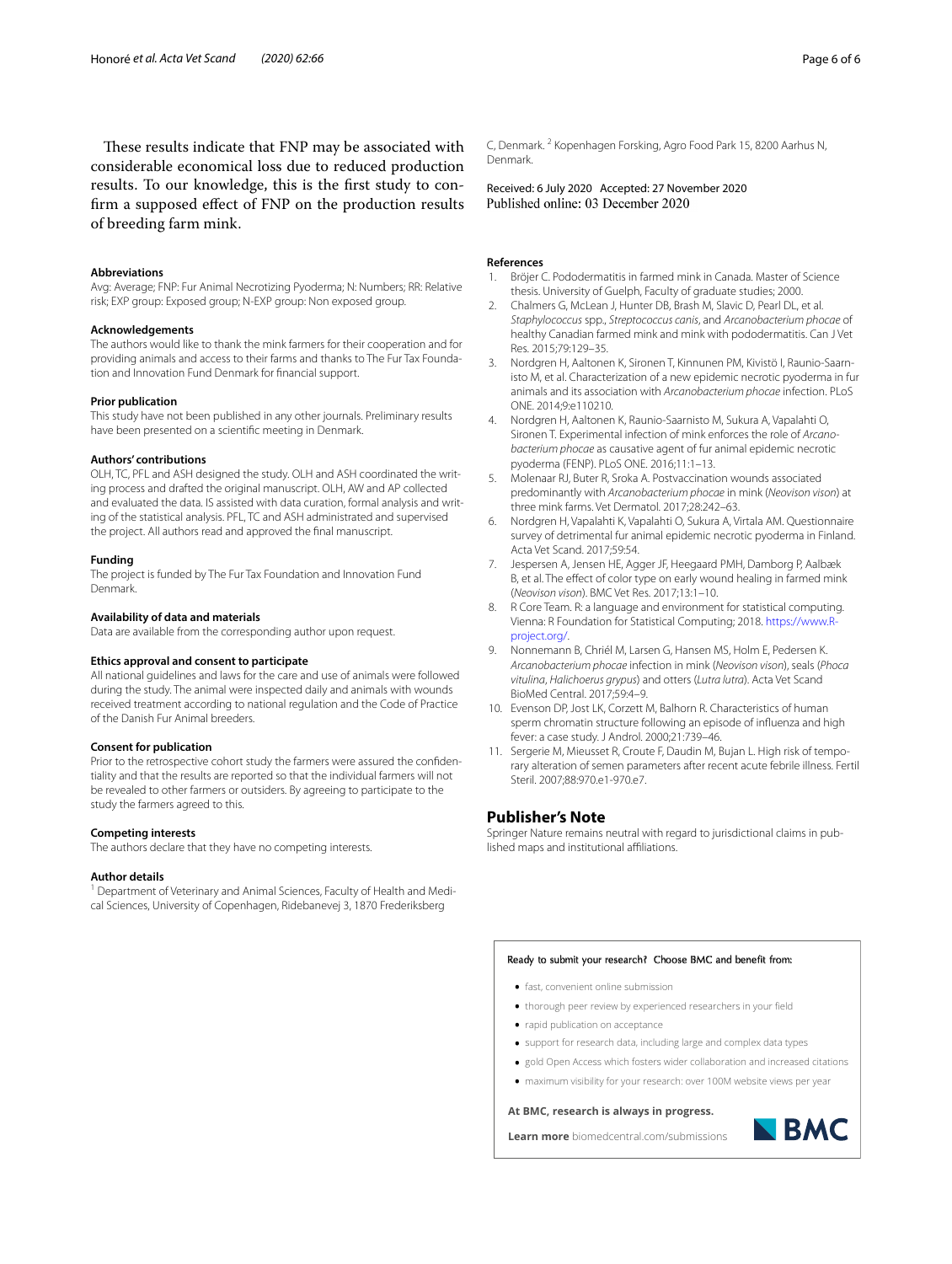These results indicate that FNP may be associated with considerable economical loss due to reduced production results. To our knowledge, this is the first study to confirm a supposed effect of FNP on the production results of breeding farm mink.

#### Abbreviations
Avg: Average; FNP: Fur Animal Necrotizing Pyoderma; N: Numbers; RR: Relative risk; EXP group: Exposed group; N-EXP group: Non exposed group.

#### Acknowledgements
The authors would like to thank the mink farmers for their cooperation and for providing animals and access to their farms and thanks to The Fur Tax Foundation and Innovation Fund Denmark for financial support.

#### Prior publication
This study have not been published in any other journals. Preliminary results have been presented on a scientific meeting in Denmark.

#### Authors' contributions
OLH, TC, PFL and ASH designed the study. OLH and ASH coordinated the writing process and drafted the original manuscript. OLH, AW and AP collected and evaluated the data. IS assisted with data curation, formal analysis and writing of the statistical analysis. PFL, TC and ASH administrated and supervised the project. All authors read and approved the final manuscript.

#### Funding
The project is funded by The Fur Tax Foundation and Innovation Fund Denmark.

#### Availability of data and materials
Data are available from the corresponding author upon request.

#### Ethics approval and consent to participate
All national guidelines and laws for the care and use of animals were followed during the study. The animal were inspected daily and animals with wounds received treatment according to national regulation and the Code of Practice of the Danish Fur Animal breeders.

#### Consent for publication
Prior to the retrospective cohort study the farmers were assured the confidentiality and that the results are reported so that the individual farmers will not be revealed to other farmers or outsiders. By agreeing to participate to the study the farmers agreed to this.

#### Competing interests
The authors declare that they have no competing interests.

#### Author details
[1] Department of Veterinary and Animal Sciences, Faculty of Health and Medical Sciences, University of Copenhagen, Ridebanevej 3, 1870 Frederiksberg C, Denmark. [2] Kopenhagen Forsking, Agro Food Park 15, 8200 Aarhus N, Denmark.

Received: 6 July 2020 Accepted: 27 November 2020
Published online: 03 December 2020

#### References
1. Bröjer C. Pododermatitis in farmed mink in Canada. Master of Science thesis. University of Guelph, Faculty of graduate studies; 2000.
2. Chalmers G, McLean J, Hunter DB, Brash M, Slavic D, Pearl DL, et al. *Staphylococcus* spp., *Streptococcus canis*, and *Arcanobacterium phocae* of healthy Canadian farmed mink and mink with pododermatitis. Can J Vet Res. 2015;79:129–35.
3. Nordgren H, Aaltonen K, Sironen T, Kinnunen PM, Kivistö I, Raunio-Saarnisto M, et al. Characterization of a new epidemic necrotic pyoderma in fur animals and its association with *Arcanobacterium phocae* infection. PLoS ONE. 2014;9:e110210.
4. Nordgren H, Aaltonen K, Raunio-Saarnisto M, Sukura A, Vapalahti O, Sironen T. Experimental infection of mink enforces the role of *Arcanobacterium phocae* as causative agent of fur animal epidemic necrotic pyoderma (FENP). PLoS ONE. 2016;11:1–13.
5. Molenaar RJ, Buter R, Sroka A. Postvaccination wounds associated predominantly with *Arcanobacterium phocae* in mink (*Neovison vison*) at three mink farms. Vet Dermatol. 2017;28:242–63.
6. Nordgren H, Vapalahti K, Vapalahti O, Sukura A, Virtala AM. Questionnaire survey of detrimental fur animal epidemic necrotic pyoderma in Finland. Acta Vet Scand. 2017;59:54.
7. Jespersen A, Jensen HE, Agger JF, Heegaard PMH, Damborg P, Aalbæk B, et al. The effect of color type on early wound healing in farmed mink (*Neovison vison*). BMC Vet Res. 2017;13:1–10.
8. R Core Team. R: a language and environment for statistical computing. Vienna: R Foundation for Statistical Computing; 2018. https://www.R-project.org/.
9. Nonnemann B, Chriél M, Larsen G, Hansen MS, Holm E, Pedersen K. *Arcanobacterium phocae* infection in mink (*Neovison vison*), seals (*Phoca vitulina*, *Halichoerus grypus*) and otters (*Lutra lutra*). Acta Vet Scand BioMed Central. 2017;59:4–9.
10. Evenson DP, Jost LK, Corzett M, Balhorn R. Characteristics of human sperm chromatin structure following an episode of influenza and high fever: a case study. J Androl. 2000;21:739–46.
11. Sergerie M, Mieusset R, Croute F, Daudin M, Bujan L. High risk of temporary alteration of semen parameters after recent acute febrile illness. Fertil Steril. 2007;88:970.e1-970.e7.

### Publisher's Note
Springer Nature remains neutral with regard to jurisdictional claims in published maps and institutional affiliations.

Ready to submit your research? Choose BMC and benefit from:

- fast, convenient online submission
- thorough peer review by experienced researchers in your field
- rapid publication on acceptance
- support for research data, including large and complex data types
- gold Open Access which fosters wider collaboration and increased citations
- maximum visibility for your research: over 100M website views per year

**At BMC, research is always in progress.**

**Learn more** biomedcentral.com/submissions